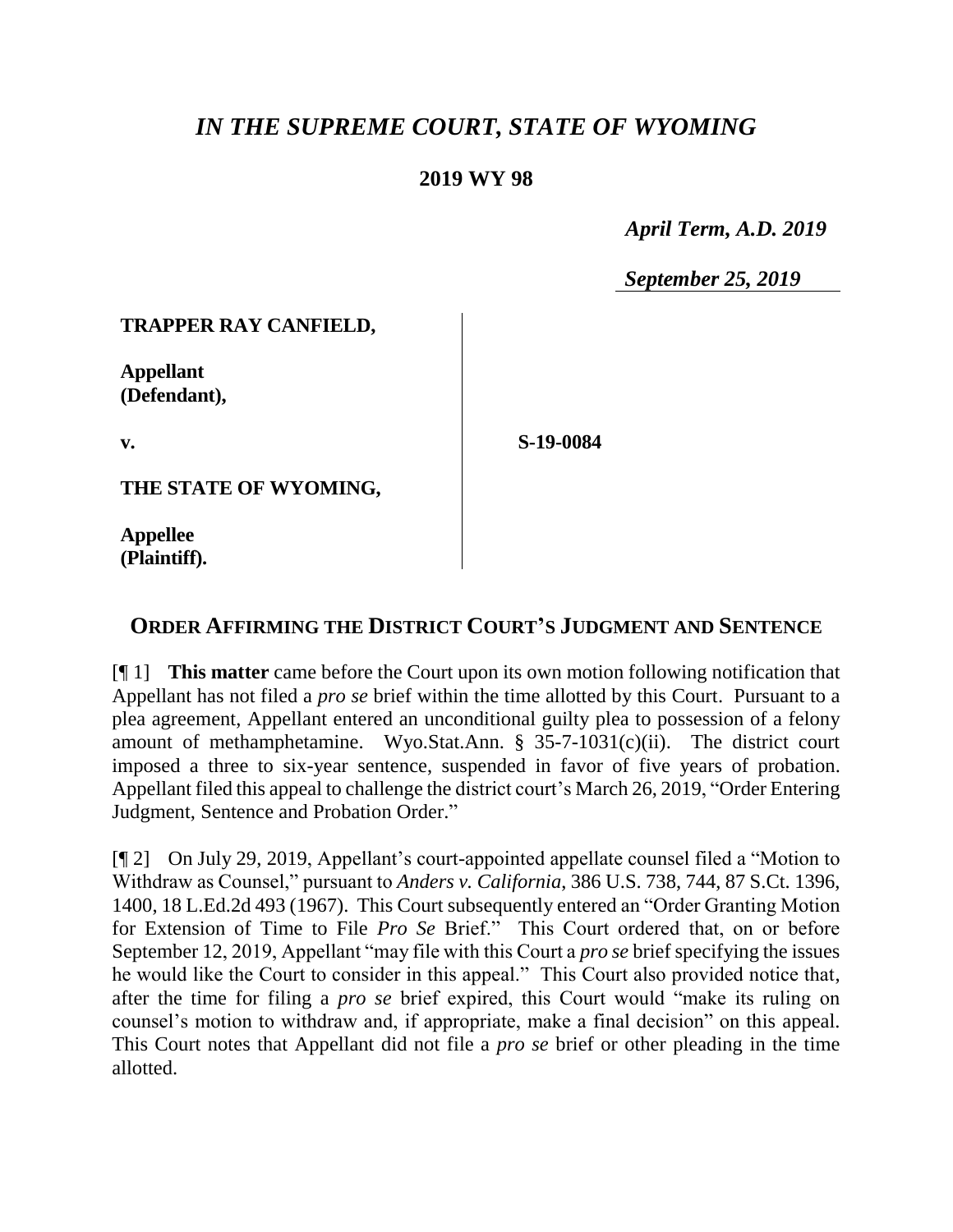# *IN THE SUPREME COURT, STATE OF WYOMING*

**2019 WY 98**

*April Term, A.D. 2019*

*September 25, 2019*

**TRAPPER RAY CANFIELD,**

**Appellant (Defendant),**

**v.**

**S-19-0084**

**THE STATE OF WYOMING,**

**Appellee (Plaintiff).**

## ORDER AFFIRMING THE DISTRICT COURT'S JUDGMENT AND SENTENCE

[¶ 1] **This matter** came before the Court upon its own motion following notification that Appellant has not filed a *pro se* brief within the time allotted by this Court. Pursuant to a plea agreement, Appellant entered an unconditional guilty plea to possession of a felony amount of methamphetamine. Wyo.Stat.Ann. § 35-7-1031(c)(ii). The district court imposed a three to six-year sentence, suspended in favor of five years of probation. Appellant filed this appeal to challenge the district court's March 26, 2019, "Order Entering Judgment, Sentence and Probation Order."

[¶ 2] On July 29, 2019, Appellant's court-appointed appellate counsel filed a "Motion to Withdraw as Counsel," pursuant to *Anders v. California*, 386 U.S. 738, 744, 87 S.Ct. 1396, 1400, 18 L.Ed.2d 493 (1967). This Court subsequently entered an "Order Granting Motion for Extension of Time to File *Pro Se* Brief." This Court ordered that, on or before September 12, 2019, Appellant "may file with this Court a *pro se* brief specifying the issues he would like the Court to consider in this appeal." This Court also provided notice that, after the time for filing a *pro se* brief expired, this Court would "make its ruling on counsel's motion to withdraw and, if appropriate, make a final decision" on this appeal. This Court notes that Appellant did not file a *pro se* brief or other pleading in the time allotted.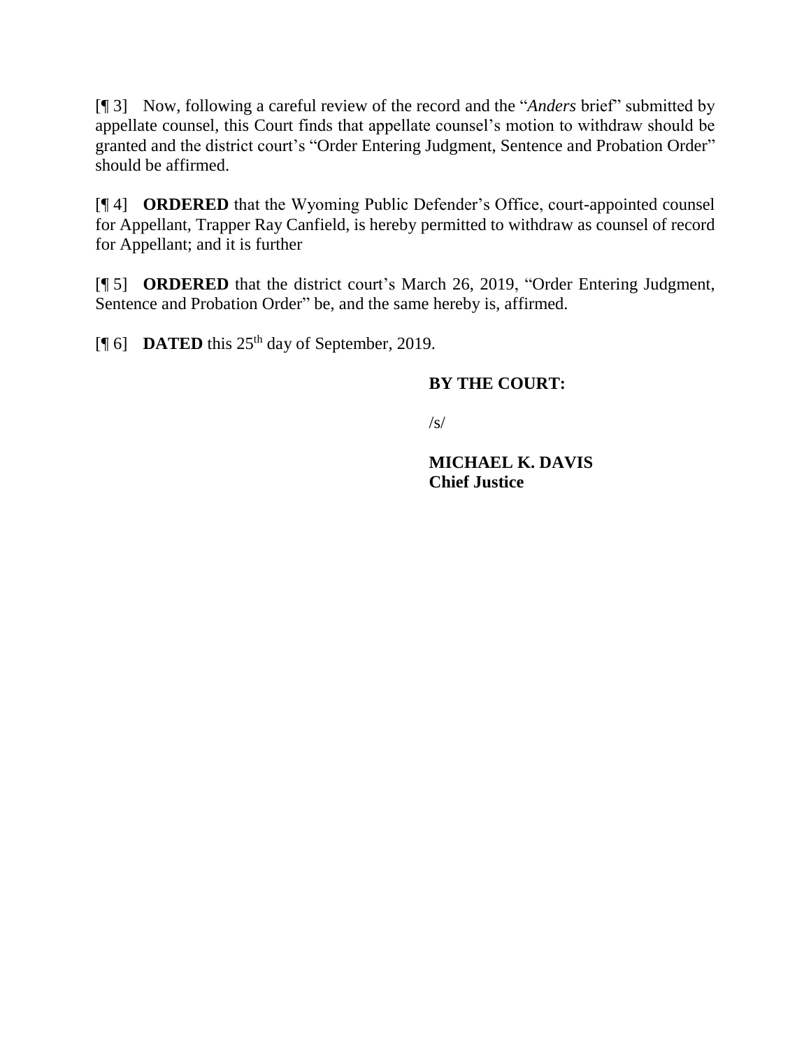[¶ 3] Now, following a careful review of the record and the "*Anders* brief" submitted by appellate counsel, this Court finds that appellate counsel's motion to withdraw should be granted and the district court's "Order Entering Judgment, Sentence and Probation Order" should be affirmed.

[¶ 4] **ORDERED** that the Wyoming Public Defender's Office, court-appointed counsel for Appellant, Trapper Ray Canfield, is hereby permitted to withdraw as counsel of record for Appellant; and it is further

[¶ 5] **ORDERED** that the district court's March 26, 2019, "Order Entering Judgment, Sentence and Probation Order" be, and the same hereby is, affirmed.

[¶ 6] **DATED** this 25th day of September, 2019.

**BY THE COURT:**

/s/

**MICHAEL K. DAVIS**
**Chief Justice**